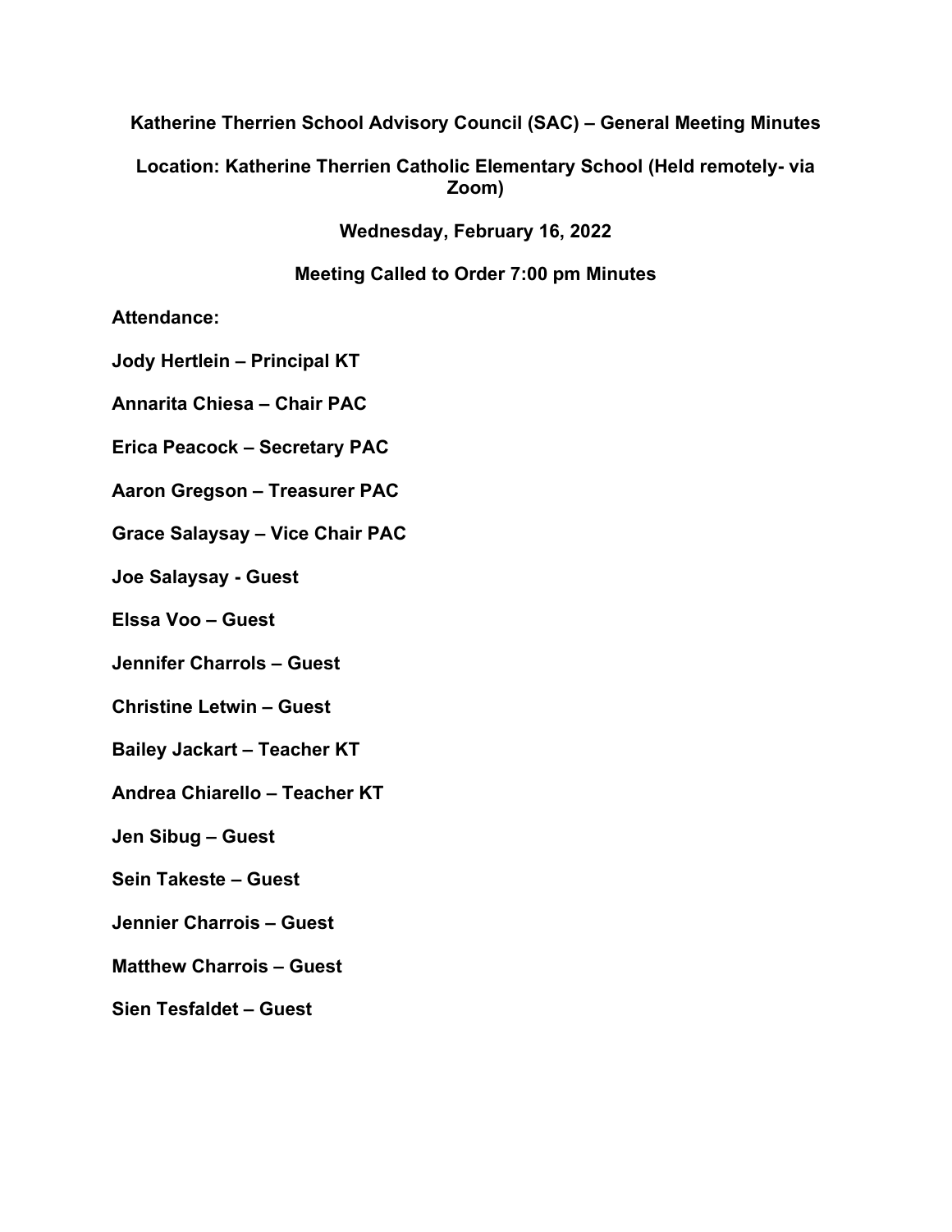**Katherine Therrien School Advisory Council (SAC) – General Meeting Minutes**

**Location: Katherine Therrien Catholic Elementary School (Held remotely- via Zoom)**

**Wednesday, February 16, 2022**

**Meeting Called to Order 7:00 pm Minutes**

**Attendance:**

**Jody Hertlein – Principal KT**

**Annarita Chiesa – Chair PAC**

**Erica Peacock – Secretary PAC**

**Aaron Gregson – Treasurer PAC**

**Grace Salaysay – Vice Chair PAC**

**Joe Salaysay - Guest**

**Elssa Voo – Guest**

**Jennifer Charrols – Guest**

**Christine Letwin – Guest**

**Bailey Jackart – Teacher KT**

**Andrea Chiarello – Teacher KT**

**Jen Sibug – Guest**

**Sein Takeste – Guest**

**Jennier Charrois – Guest**

**Matthew Charrois – Guest**

**Sien Tesfaldet – Guest**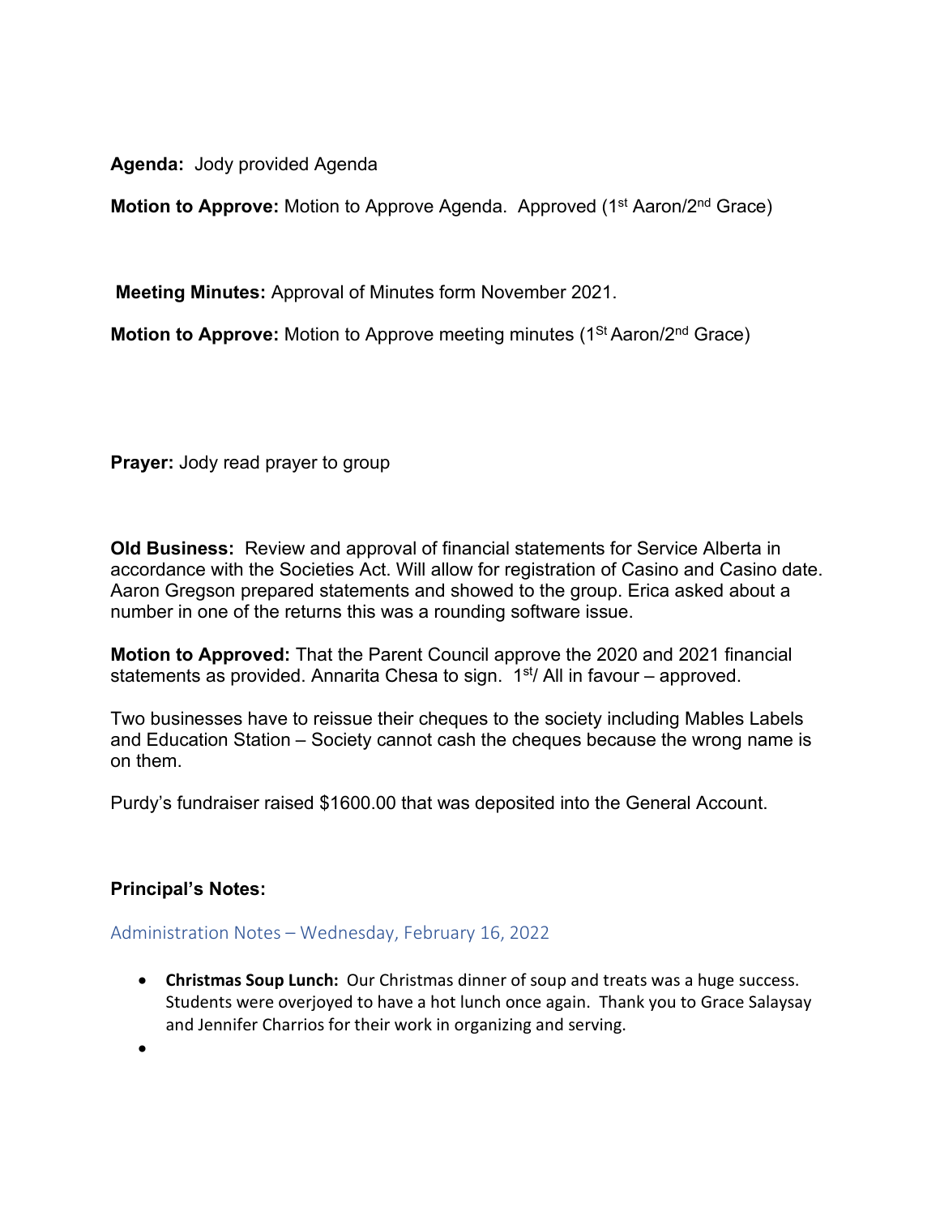**Agenda:** Jody provided Agenda

**Motion to Approve:** Motion to Approve Agenda. Approved (1st Aaron/2nd Grace)

**Meeting Minutes:** Approval of Minutes form November 2021.

**Motion to Approve:** Motion to Approve meeting minutes (1St Aaron/2nd Grace)

**Prayer:** Jody read prayer to group

**Old Business:** Review and approval of financial statements for Service Alberta in accordance with the Societies Act. Will allow for registration of Casino and Casino date. Aaron Gregson prepared statements and showed to the group. Erica asked about a number in one of the returns this was a rounding software issue.

**Motion to Approved:** That the Parent Council approve the 2020 and 2021 financial statements as provided. Annarita Chesa to sign. 1st/ All in favour – approved.

Two businesses have to reissue their cheques to the society including Mables Labels and Education Station – Society cannot cash the cheques because the wrong name is on them.

Purdy's fundraiser raised $1600.00 that was deposited into the General Account.

**Principal's Notes:**

### Administration Notes – Wednesday, February 16, 2022

- **Christmas Soup Lunch:** Our Christmas dinner of soup and treats was a huge success. Students were overjoyed to have a hot lunch once again. Thank you to Grace Salaysay and Jennifer Charrios for their work in organizing and serving.
-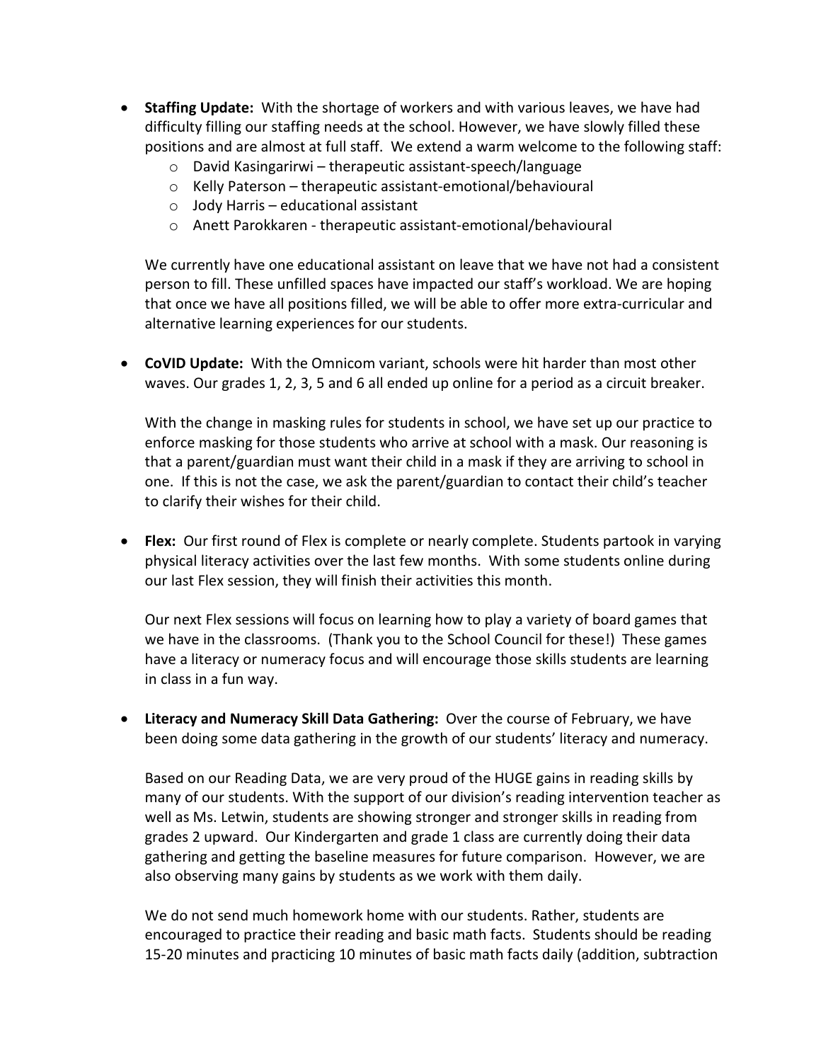- **Staffing Update:** With the shortage of workers and with various leaves, we have had difficulty filling our staffing needs at the school. However, we have slowly filled these positions and are almost at full staff. We extend a warm welcome to the following staff:
  - David Kasingarirwi – therapeutic assistant-speech/language
  - Kelly Paterson – therapeutic assistant-emotional/behavioural
  - Jody Harris – educational assistant
  - Anett Parokkaren - therapeutic assistant-emotional/behavioural

  We currently have one educational assistant on leave that we have not had a consistent person to fill. These unfilled spaces have impacted our staff's workload. We are hoping that once we have all positions filled, we will be able to offer more extra-curricular and alternative learning experiences for our students.

- **CoVID Update:** With the Omnicom variant, schools were hit harder than most other waves. Our grades 1, 2, 3, 5 and 6 all ended up online for a period as a circuit breaker.

  With the change in masking rules for students in school, we have set up our practice to enforce masking for those students who arrive at school with a mask. Our reasoning is that a parent/guardian must want their child in a mask if they are arriving to school in one. If this is not the case, we ask the parent/guardian to contact their child's teacher to clarify their wishes for their child.

- **Flex:** Our first round of Flex is complete or nearly complete. Students partook in varying physical literacy activities over the last few months. With some students online during our last Flex session, they will finish their activities this month.

  Our next Flex sessions will focus on learning how to play a variety of board games that we have in the classrooms. (Thank you to the School Council for these!) These games have a literacy or numeracy focus and will encourage those skills students are learning in class in a fun way.

- **Literacy and Numeracy Skill Data Gathering:** Over the course of February, we have been doing some data gathering in the growth of our students' literacy and numeracy.

  Based on our Reading Data, we are very proud of the HUGE gains in reading skills by many of our students. With the support of our division's reading intervention teacher as well as Ms. Letwin, students are showing stronger and stronger skills in reading from grades 2 upward. Our Kindergarten and grade 1 class are currently doing their data gathering and getting the baseline measures for future comparison. However, we are also observing many gains by students as we work with them daily.

  We do not send much homework home with our students. Rather, students are encouraged to practice their reading and basic math facts. Students should be reading 15-20 minutes and practicing 10 minutes of basic math facts daily (addition, subtraction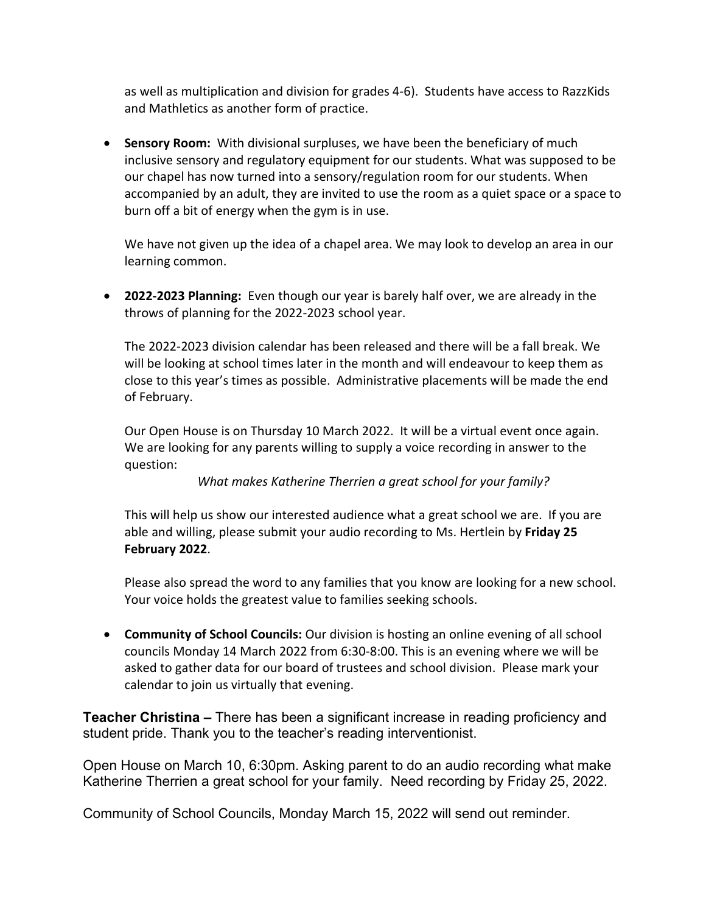as well as multiplication and division for grades 4-6). Students have access to RazzKids and Mathletics as another form of practice.

- **Sensory Room:** With divisional surpluses, we have been the beneficiary of much inclusive sensory and regulatory equipment for our students. What was supposed to be our chapel has now turned into a sensory/regulation room for our students. When accompanied by an adult, they are invited to use the room as a quiet space or a space to burn off a bit of energy when the gym is in use.

  We have not given up the idea of a chapel area. We may look to develop an area in our learning common.

- **2022-2023 Planning:** Even though our year is barely half over, we are already in the throws of planning for the 2022-2023 school year.

  The 2022-2023 division calendar has been released and there will be a fall break. We will be looking at school times later in the month and will endeavour to keep them as close to this year's times as possible. Administrative placements will be made the end of February.

  Our Open House is on Thursday 10 March 2022. It will be a virtual event once again. We are looking for any parents willing to supply a voice recording in answer to the question:

  *What makes Katherine Therrien a great school for your family?*

  This will help us show our interested audience what a great school we are. If you are able and willing, please submit your audio recording to Ms. Hertlein by **Friday 25 February 2022**.

  Please also spread the word to any families that you know are looking for a new school. Your voice holds the greatest value to families seeking schools.

- **Community of School Councils:** Our division is hosting an online evening of all school councils Monday 14 March 2022 from 6:30-8:00. This is an evening where we will be asked to gather data for our board of trustees and school division. Please mark your calendar to join us virtually that evening.

**Teacher Christina –** There has been a significant increase in reading proficiency and student pride. Thank you to the teacher's reading interventionist.

Open House on March 10, 6:30pm. Asking parent to do an audio recording what make Katherine Therrien a great school for your family. Need recording by Friday 25, 2022.

Community of School Councils, Monday March 15, 2022 will send out reminder.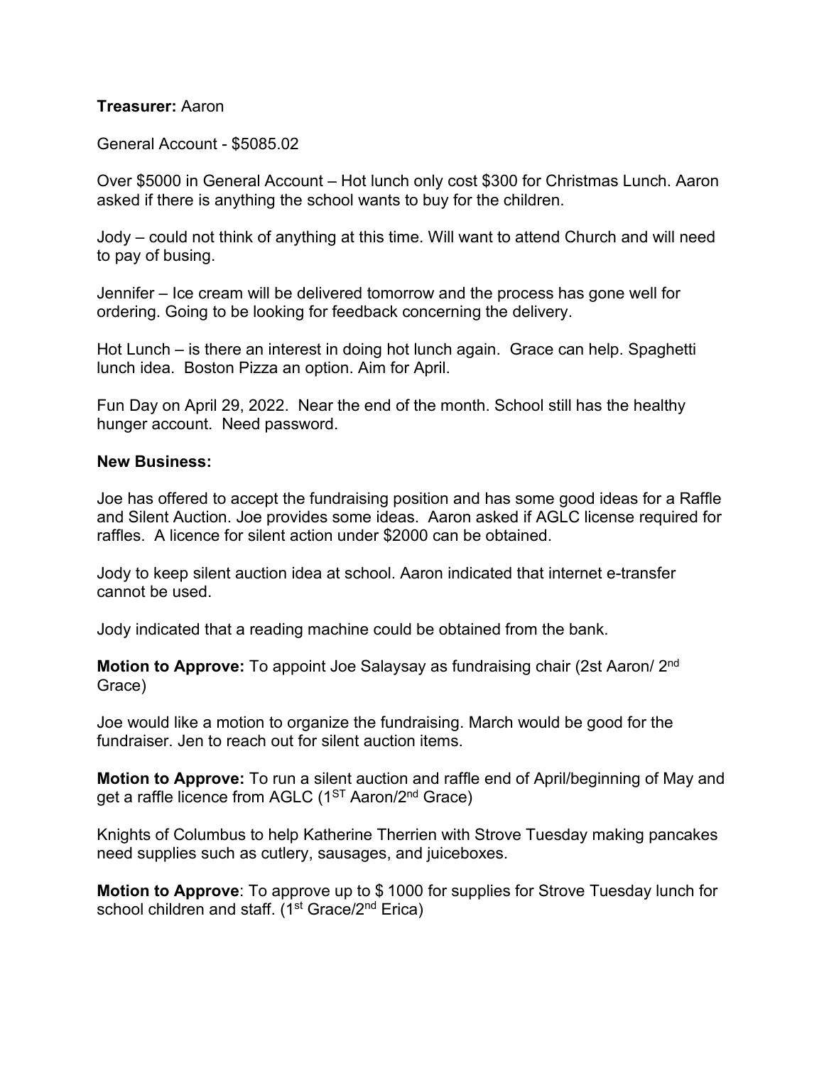**Treasurer:** Aaron

General Account - $5085.02

Over $5000 in General Account – Hot lunch only cost $300 for Christmas Lunch. Aaron asked if there is anything the school wants to buy for the children.

Jody – could not think of anything at this time. Will want to attend Church and will need to pay of busing.

Jennifer – Ice cream will be delivered tomorrow and the process has gone well for ordering. Going to be looking for feedback concerning the delivery.

Hot Lunch – is there an interest in doing hot lunch again. Grace can help. Spaghetti lunch idea. Boston Pizza an option. Aim for April.

Fun Day on April 29, 2022. Near the end of the month. School still has the healthy hunger account. Need password.

**New Business:**

Joe has offered to accept the fundraising position and has some good ideas for a Raffle and Silent Auction. Joe provides some ideas. Aaron asked if AGLC license required for raffles. A licence for silent action under $2000 can be obtained.

Jody to keep silent auction idea at school. Aaron indicated that internet e-transfer cannot be used.

Jody indicated that a reading machine could be obtained from the bank.

**Motion to Approve:** To appoint Joe Salaysay as fundraising chair (2st Aaron/ 2nd Grace)

Joe would like a motion to organize the fundraising. March would be good for the fundraiser. Jen to reach out for silent auction items.

**Motion to Approve:** To run a silent auction and raffle end of April/beginning of May and get a raffle licence from AGLC (1ST Aaron/2nd Grace)

Knights of Columbus to help Katherine Therrien with Strove Tuesday making pancakes need supplies such as cutlery, sausages, and juiceboxes.

**Motion to Approve**: To approve up to $ 1000 for supplies for Strove Tuesday lunch for school children and staff. (1st Grace/2nd Erica)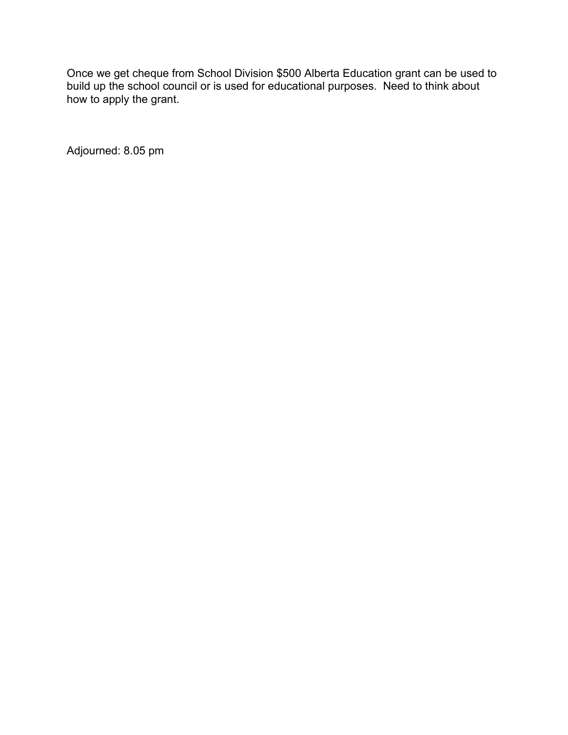Once we get cheque from School Division $500 Alberta Education grant can be used to build up the school council or is used for educational purposes. Need to think about how to apply the grant.

Adjourned: 8.05 pm